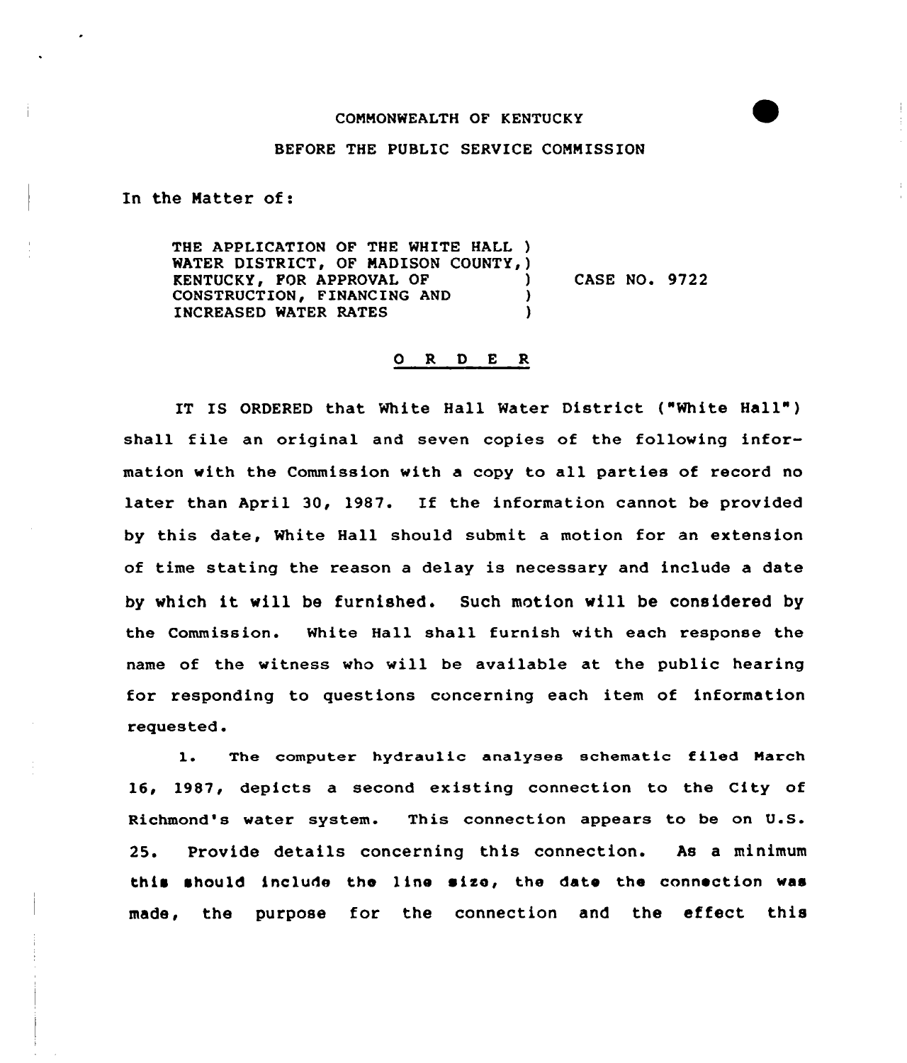COMMONWEALTH OF KENTUCKY

BEFORE THE PUBLIC SERVICE COMMISSION

In the Matter of:

THE APPLICATION OF THE WHITE HALL )
WATER DISTRICT, OF MADISON COUNTY, )
KENTUCKY, FOR APPROVAL OF ) CASE NO. 9722
CONSTRUCTION, FINANCING AND )
INCREASED WATER RATES )

# O R D E R

IT IS ORDERED that White Hall Water District ("White Hall") shall file an original and seven copies of the following information with the Commission with a copy to all parties of record no later than April 30, 1987. If the information cannot be provided by this date, White Hall should submit a motion for an extension of time stating the reason a delay is necessary and include a date by which it will be furnished. Such motion will be considered by the Commission. White Hall shall furnish with each response the name of the witness who will be available at the public hearing for responding to questions concerning each item of information requested.

1. The computer hydraulic analyses schematic filed March 16, 1987, depicts a second existing connection to the City of Richmond's water system. This connection appears to be on U.S. 25. Provide details concerning this connection. As a minimum this should include the line size, the date the connection was made, the purpose for the connection and the effect this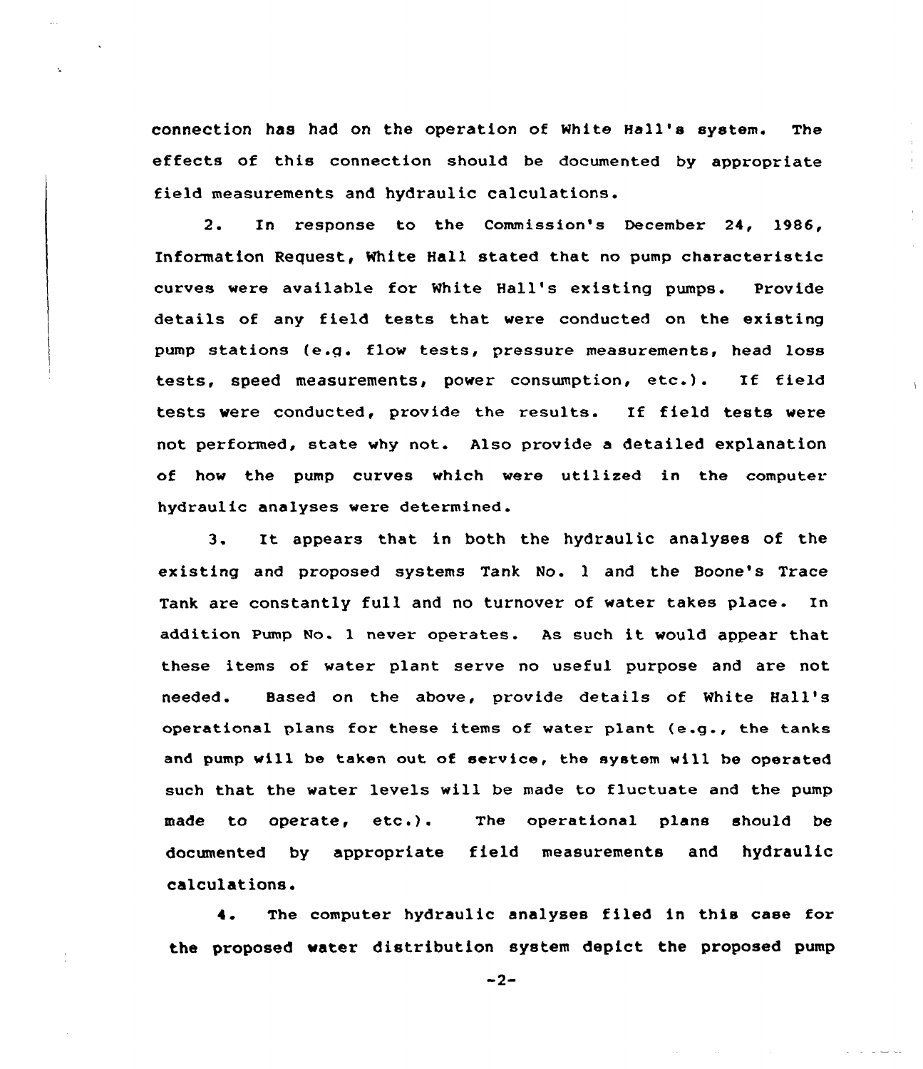connection has had on the operation of White Hall's system. The effects of this connection should be documented by appropriate field measurements and hydraulic calculations.

2. In response to the Commission's December 24, 1986, Information Request, White Hall stated that no pump characteristic curves were available for White Hall's existing pumps. Provide details of any field tests that were conducted on the existing pump stations (e.g. flow tests, pressure measurements, head loss tests, speed measurements, power consumption, etc.). If field tests were conducted, provide the results. If field tests were not performed, state why not. Also provide a detailed explanation of how the pump curves which were utilized in the computer hydraulic analyses were determined.

3. It appears that in both the hydraulic analyses of the existing and proposed systems Tank No. 1 and the Boone's Trace Tank are constantly full and no turnover of water takes place. In addition Pump No. 1 never operates. As such it would appear that these items of water plant serve no useful purpose and are not needed. Based on the above, provide details of White Hall's operational plans for these items of water plant (e.g., the tanks and pump will be taken out of service, the system will be operated such that the water levels will be made to fluctuate and the pump made to operate, etc.). The operational plans should be documented by appropriate field measurements and hydraulic calculations.

4. The computer hydraulic analyses filed in this case for the proposed water distribution system depict the proposed pump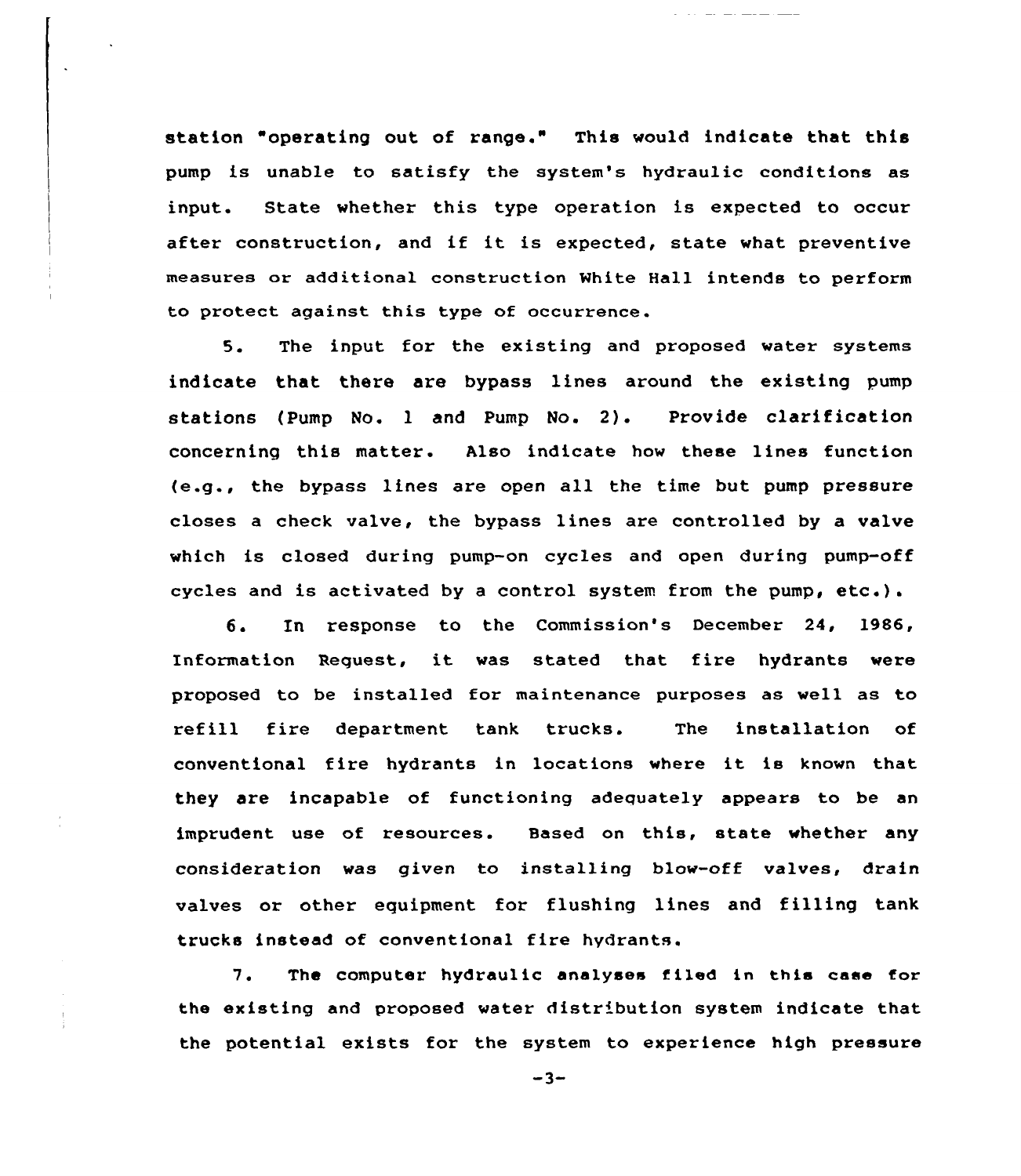station "operating out of range." This would indicate that this pump is unable to satisfy the system's hydraulic conditions as input. State whether this type operation is expected to occur after construction, and if it is expected, state what preventive measures or additional construction White Hall intends to perform to protect against this type of occurrence.

5. The input for the existing and proposed water systems indicate that there are bypass lines around the existing pump stations (Pump No. 1 and Pump No. 2). Provide clarification concerning this matter. Also indicate how these lines function (e.g., the bypass lines are open all the time but pump pressure closes a check valve, the bypass lines are controlled by a valve which is closed during pump-on cycles and open during pump-off cycles and is activated by a control system from the pump, etc.).

6. In response to the Commission's December 24, 1986, Information Request, it was stated that fire hydrants were proposed to be installed for maintenance purposes as well as to refill fire department tank trucks. The installation of conventional fire hydrants in locations where it is known that they are incapable of functioning adequately appears to be an imprudent use of resources. Based on this, state whether any consideration was given to installing blow-off valves, drain valves or other equipment for flushing lines and filling tank trucks instead of conventional fire hydrants.

7. The computer hydraulic analyses filed in this case for the existing and proposed water distribution system indicate that the potential exists for the system to experience high pressure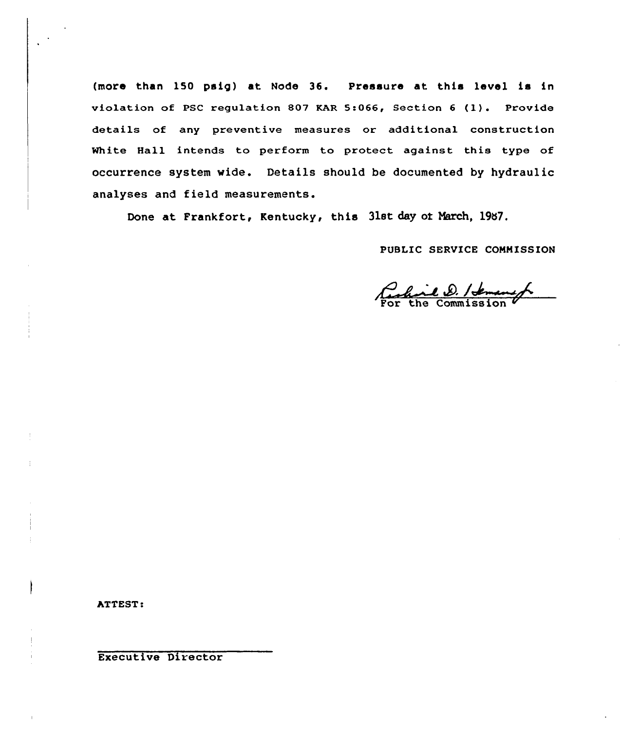(more than 150 psig) at Node 36. Pressure at this level is in violation of PSC regulation 807 KAR 5:066, Section 6 (1). Provide details of any preventive measures or additional construction White Hall intends to perform to protect against this type of occurrence system wide. Details should be documented by hydraulic analyses and field measurements.

Done at Frankfort, Kentucky, this 31st day of March, 1987.

PUBLIC SERVICE COMMISSION

For the Commission

ATTEST:

Executive Director